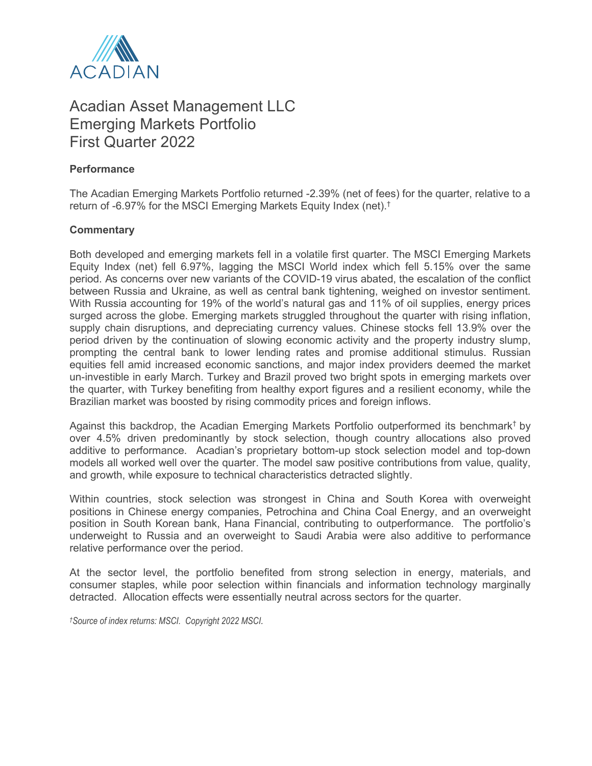ACADIAN

# Acadian Asset Management LLC
# Emerging Markets Portfolio
# First Quarter 2022

**Performance**

The Acadian Emerging Markets Portfolio returned -2.39% (net of fees) for the quarter, relative to a return of -6.97% for the MSCI Emerging Markets Equity Index (net).†

**Commentary**

Both developed and emerging markets fell in a volatile first quarter. The MSCI Emerging Markets Equity Index (net) fell 6.97%, lagging the MSCI World index which fell 5.15% over the same period. As concerns over new variants of the COVID-19 virus abated, the escalation of the conflict between Russia and Ukraine, as well as central bank tightening, weighed on investor sentiment. With Russia accounting for 19% of the world's natural gas and 11% of oil supplies, energy prices surged across the globe. Emerging markets struggled throughout the quarter with rising inflation, supply chain disruptions, and depreciating currency values. Chinese stocks fell 13.9% over the period driven by the continuation of slowing economic activity and the property industry slump, prompting the central bank to lower lending rates and promise additional stimulus. Russian equities fell amid increased economic sanctions, and major index providers deemed the market un-investible in early March. Turkey and Brazil proved two bright spots in emerging markets over the quarter, with Turkey benefiting from healthy export figures and a resilient economy, while the Brazilian market was boosted by rising commodity prices and foreign inflows.

Against this backdrop, the Acadian Emerging Markets Portfolio outperformed its benchmark† by over 4.5% driven predominantly by stock selection, though country allocations also proved additive to performance. Acadian's proprietary bottom-up stock selection model and top-down models all worked well over the quarter. The model saw positive contributions from value, quality, and growth, while exposure to technical characteristics detracted slightly.

Within countries, stock selection was strongest in China and South Korea with overweight positions in Chinese energy companies, Petrochina and China Coal Energy, and an overweight position in South Korean bank, Hana Financial, contributing to outperformance. The portfolio's underweight to Russia and an overweight to Saudi Arabia were also additive to performance relative performance over the period.

At the sector level, the portfolio benefited from strong selection in energy, materials, and consumer staples, while poor selection within financials and information technology marginally detracted. Allocation effects were essentially neutral across sectors for the quarter.

*†Source of index returns: MSCI. Copyright 2022 MSCI.*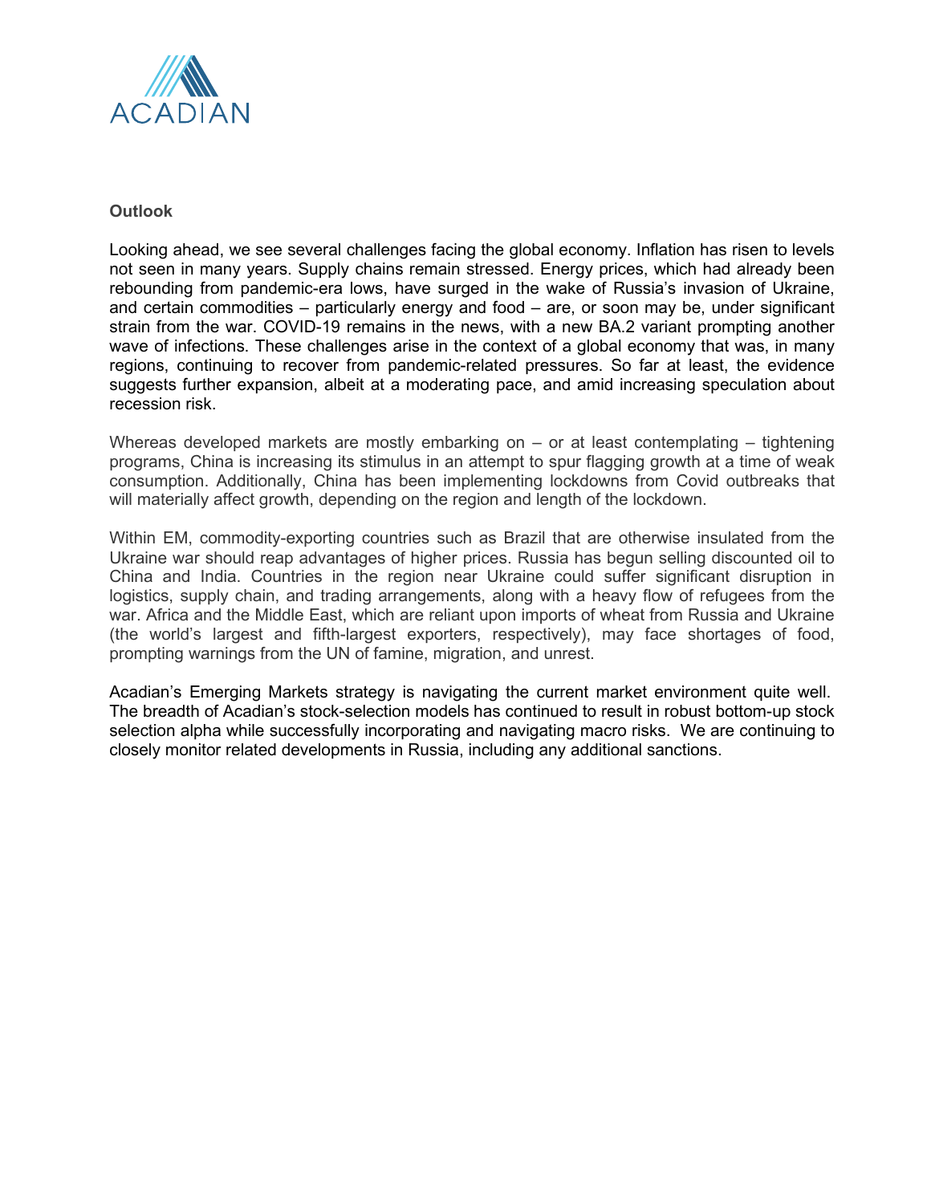**Outlook**

Looking ahead, we see several challenges facing the global economy. Inflation has risen to levels not seen in many years. Supply chains remain stressed. Energy prices, which had already been rebounding from pandemic-era lows, have surged in the wake of Russia's invasion of Ukraine, and certain commodities – particularly energy and food – are, or soon may be, under significant strain from the war. COVID-19 remains in the news, with a new BA.2 variant prompting another wave of infections. These challenges arise in the context of a global economy that was, in many regions, continuing to recover from pandemic-related pressures. So far at least, the evidence suggests further expansion, albeit at a moderating pace, and amid increasing speculation about recession risk.

Whereas developed markets are mostly embarking on – or at least contemplating – tightening programs, China is increasing its stimulus in an attempt to spur flagging growth at a time of weak consumption. Additionally, China has been implementing lockdowns from Covid outbreaks that will materially affect growth, depending on the region and length of the lockdown.

Within EM, commodity-exporting countries such as Brazil that are otherwise insulated from the Ukraine war should reap advantages of higher prices. Russia has begun selling discounted oil to China and India. Countries in the region near Ukraine could suffer significant disruption in logistics, supply chain, and trading arrangements, along with a heavy flow of refugees from the war. Africa and the Middle East, which are reliant upon imports of wheat from Russia and Ukraine (the world's largest and fifth-largest exporters, respectively), may face shortages of food, prompting warnings from the UN of famine, migration, and unrest.

Acadian's Emerging Markets strategy is navigating the current market environment quite well. The breadth of Acadian's stock-selection models has continued to result in robust bottom-up stock selection alpha while successfully incorporating and navigating macro risks. We are continuing to closely monitor related developments in Russia, including any additional sanctions.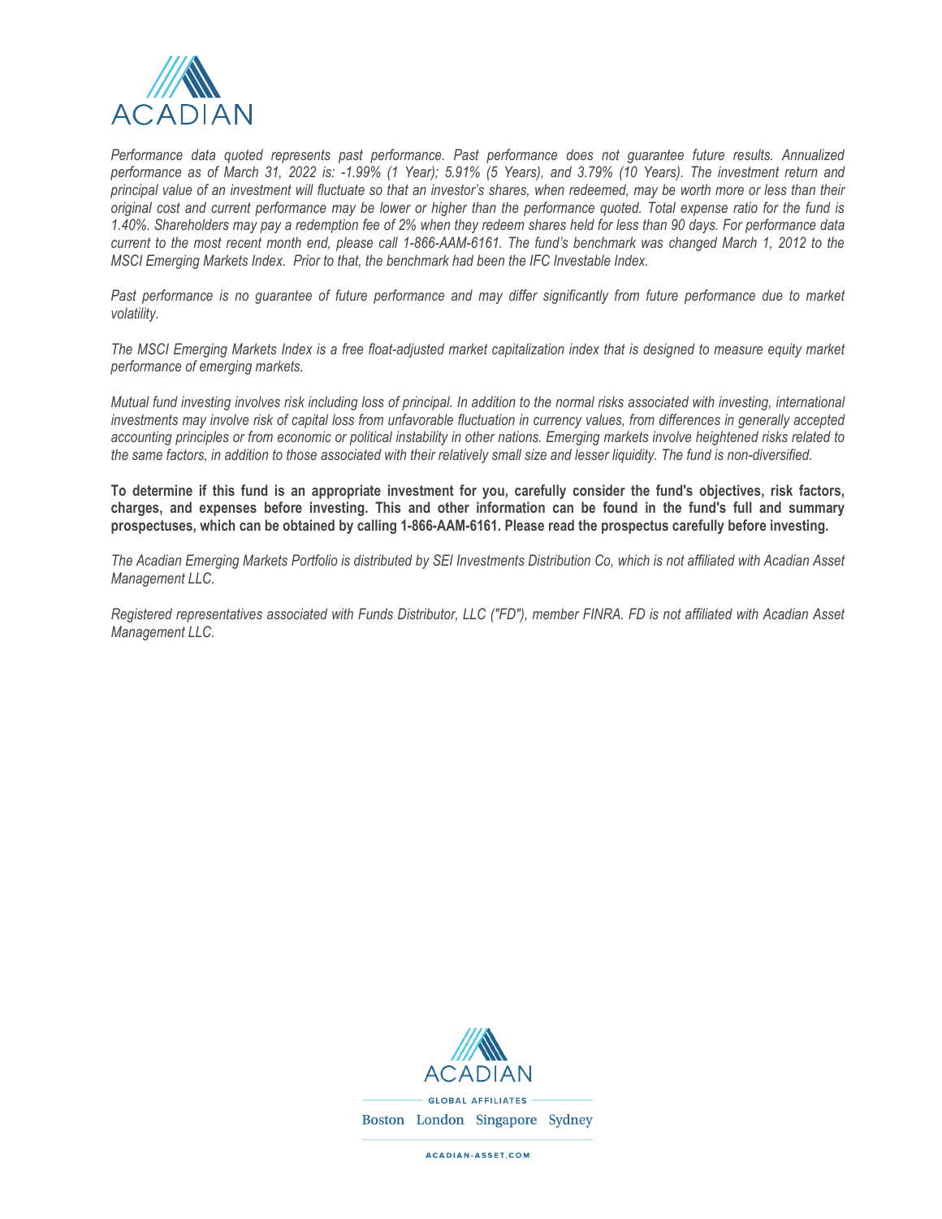*Performance data quoted represents past performance. Past performance does not guarantee future results. Annualized performance as of March 31, 2022 is: -1.99% (1 Year); 5.91% (5 Years), and 3.79% (10 Years). The investment return and principal value of an investment will fluctuate so that an investor's shares, when redeemed, may be worth more or less than their original cost and current performance may be lower or higher than the performance quoted. Total expense ratio for the fund is 1.40%. Shareholders may pay a redemption fee of 2% when they redeem shares held for less than 90 days. For performance data current to the most recent month end, please call 1-866-AAM-6161. The fund's benchmark was changed March 1, 2012 to the MSCI Emerging Markets Index. Prior to that, the benchmark had been the IFC Investable Index.*

*Past performance is no guarantee of future performance and may differ significantly from future performance due to market volatility.*

*The MSCI Emerging Markets Index is a free float-adjusted market capitalization index that is designed to measure equity market performance of emerging markets.*

*Mutual fund investing involves risk including loss of principal. In addition to the normal risks associated with investing, international investments may involve risk of capital loss from unfavorable fluctuation in currency values, from differences in generally accepted accounting principles or from economic or political instability in other nations. Emerging markets involve heightened risks related to the same factors, in addition to those associated with their relatively small size and lesser liquidity. The fund is non-diversified.*

**To determine if this fund is an appropriate investment for you, carefully consider the fund's objectives, risk factors, charges, and expenses before investing. This and other information can be found in the fund's full and summary prospectuses, which can be obtained by calling 1-866-AAM-6161. Please read the prospectus carefully before investing.**

*The Acadian Emerging Markets Portfolio is distributed by SEI Investments Distribution Co, which is not affiliated with Acadian Asset Management LLC.*

*Registered representatives associated with Funds Distributor, LLC ("FD"), member FINRA. FD is not affiliated with Acadian Asset Management LLC.*

ACADIAN

GLOBAL AFFILIATES

Boston London Singapore Sydney

ACADIAN-ASSET.COM